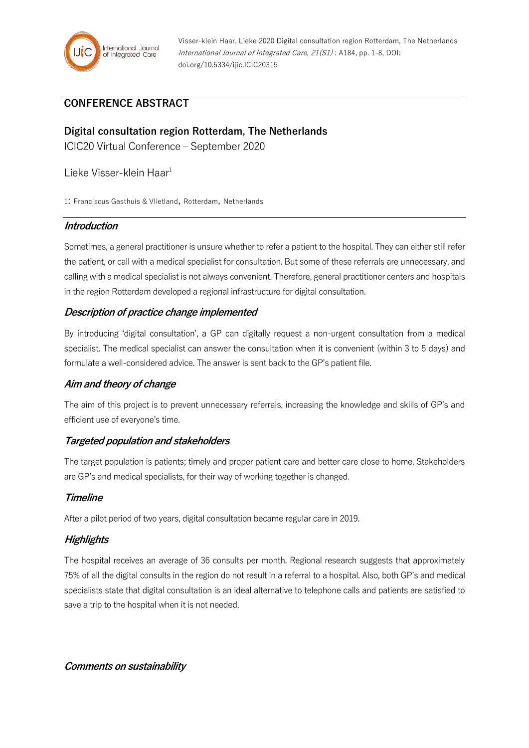Visser-klein Haar, Lieke 2020 Digital consultation region Rotterdam, The Netherlands *International Journal of Integrated Care, 21(S1)* : A184, pp. 1-8, DOI: doi.org/10.5334/ijic.ICIC20315

## CONFERENCE ABSTRACT

# Digital consultation region Rotterdam, The Netherlands

ICIC20 Virtual Conference – September 2020

Lieke Visser-klein Haar[1]

1: Franciscus Gasthuis & Vlietland, Rotterdam, Netherlands

### *Introduction*

Sometimes, a general practitioner is unsure whether to refer a patient to the hospital. They can either still refer the patient, or call with a medical specialist for consultation. But some of these referrals are unnecessary, and calling with a medical specialist is not always convenient. Therefore, general practitioner centers and hospitals in the region Rotterdam developed a regional infrastructure for digital consultation.

### *Description of practice change implemented*

By introducing 'digital consultation', a GP can digitally request a non-urgent consultation from a medical specialist. The medical specialist can answer the consultation when it is convenient (within 3 to 5 days) and formulate a well-considered advice. The answer is sent back to the GP's patient file.

### *Aim and theory of change*

The aim of this project is to prevent unnecessary referrals, increasing the knowledge and skills of GP's and efficient use of everyone's time.

### *Targeted population and stakeholders*

The target population is patients; timely and proper patient care and better care close to home. Stakeholders are GP's and medical specialists, for their way of working together is changed.

### *Timeline*

After a pilot period of two years, digital consultation became regular care in 2019.

### *Highlights*

The hospital receives an average of 36 consults per month. Regional research suggests that approximately 75% of all the digital consults in the region do not result in a referral to a hospital. Also, both GP's and medical specialists state that digital consultation is an ideal alternative to telephone calls and patients are satisfied to save a trip to the hospital when it is not needed.

### *Comments on sustainability*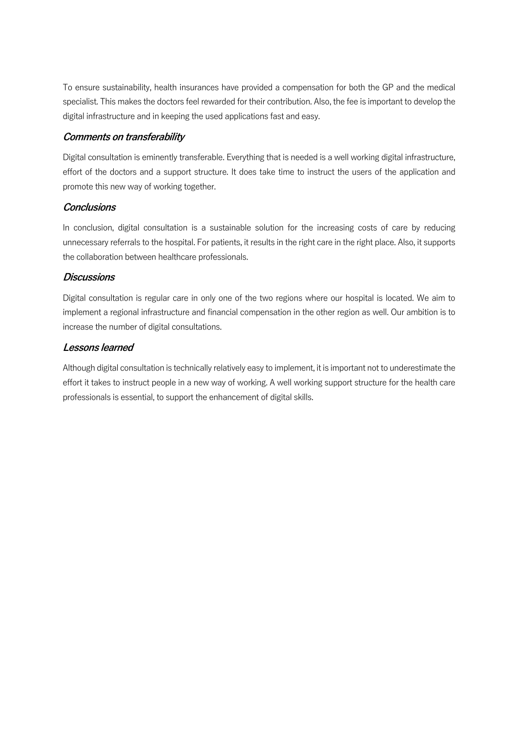To ensure sustainability, health insurances have provided a compensation for both the GP and the medical specialist. This makes the doctors feel rewarded for their contribution. Also, the fee is important to develop the digital infrastructure and in keeping the used applications fast and easy.

### *Comments on transferability*

Digital consultation is eminently transferable. Everything that is needed is a well working digital infrastructure, effort of the doctors and a support structure. It does take time to instruct the users of the application and promote this new way of working together.

### *Conclusions*

In conclusion, digital consultation is a sustainable solution for the increasing costs of care by reducing unnecessary referrals to the hospital. For patients, it results in the right care in the right place. Also, it supports the collaboration between healthcare professionals.

### *Discussions*

Digital consultation is regular care in only one of the two regions where our hospital is located. We aim to implement a regional infrastructure and financial compensation in the other region as well. Our ambition is to increase the number of digital consultations.

### *Lessons learned*

Although digital consultation is technically relatively easy to implement, it is important not to underestimate the effort it takes to instruct people in a new way of working. A well working support structure for the health care professionals is essential, to support the enhancement of digital skills.